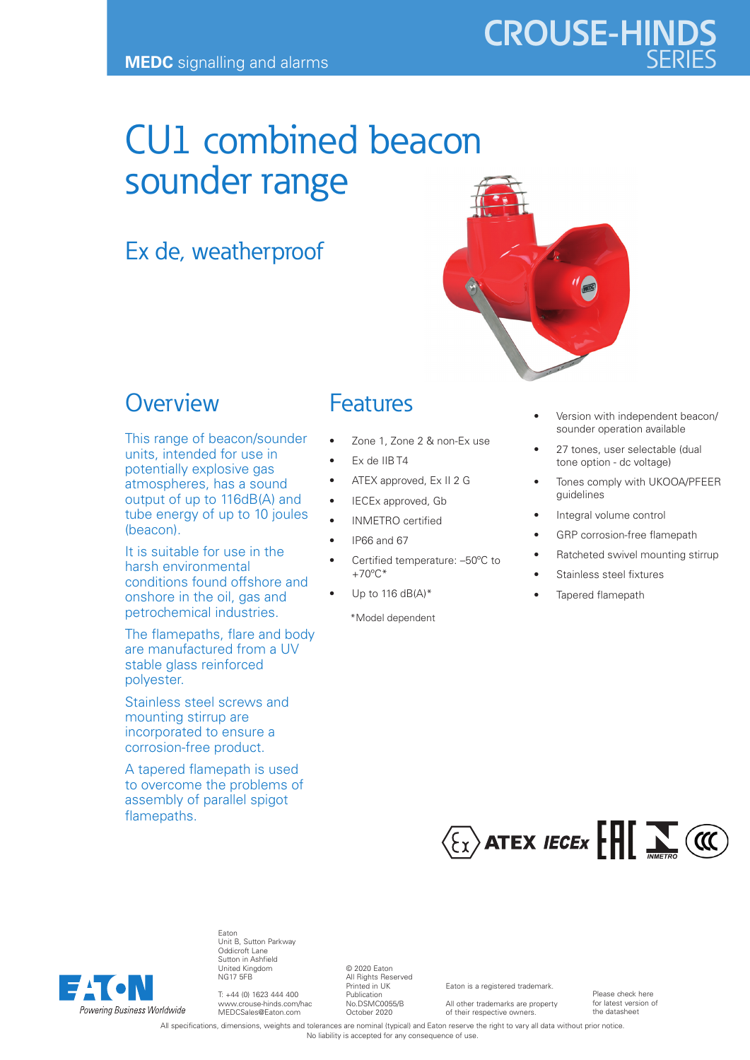MEDC signalling and alarms

CROUSE-HINDS SERIES

# CU1 combined beacon sounder range

## Ex de, weatherproof

## Overview

This range of beacon/sounder units, intended for use in potentially explosive gas atmospheres, has a sound output of up to 116dB(A) and tube energy of up to 10 joules (beacon).

It is suitable for use in the harsh environmental conditions found offshore and onshore in the oil, gas and petrochemical industries.

The flamepaths, flare and body are manufactured from a UV stable glass reinforced polyester.

Stainless steel screws and mounting stirrup are incorporated to ensure a corrosion-free product.

A tapered flamepath is used to overcome the problems of assembly of parallel spigot flamepaths.

## Features

- Zone 1, Zone 2 & non-Ex use
- Ex de IIB T4
- ATEX approved, Ex II 2 G
- IECEx approved, Gb
- INMETRO certified
- IP66 and 67
- Certified temperature: –50°C to +70°C*
- Up to 116 dB(A)*

*Model dependent

- Version with independent beacon/ sounder operation available
- 27 tones, user selectable (dual tone option - dc voltage)
- Tones comply with UKOOA/PFEER guidelines
- Integral volume control
- GRP corrosion-free flamepath
- Ratcheted swivel mounting stirrup
- Stainless steel fixtures
- Tapered flamepath

Eaton
Unit B, Sutton Parkway
Oddicroft Lane
Sutton in Ashfield
United Kingdom
NG17 5FB

T: +44 (0) 1623 444 400
www.crouse-hinds.com/hac
MEDCSales@Eaton.com

© 2020 Eaton
All Rights Reserved
Printed in UK
Publication
No.DSMC0055/B
October 2020

Eaton is a registered trademark.

All other trademarks are property of their respective owners.

Please check here for latest version of the datasheet

All specifications, dimensions, weights and tolerances are nominal (typical) and Eaton reserve the right to vary all data without prior notice.
No liability is accepted for any consequence of use.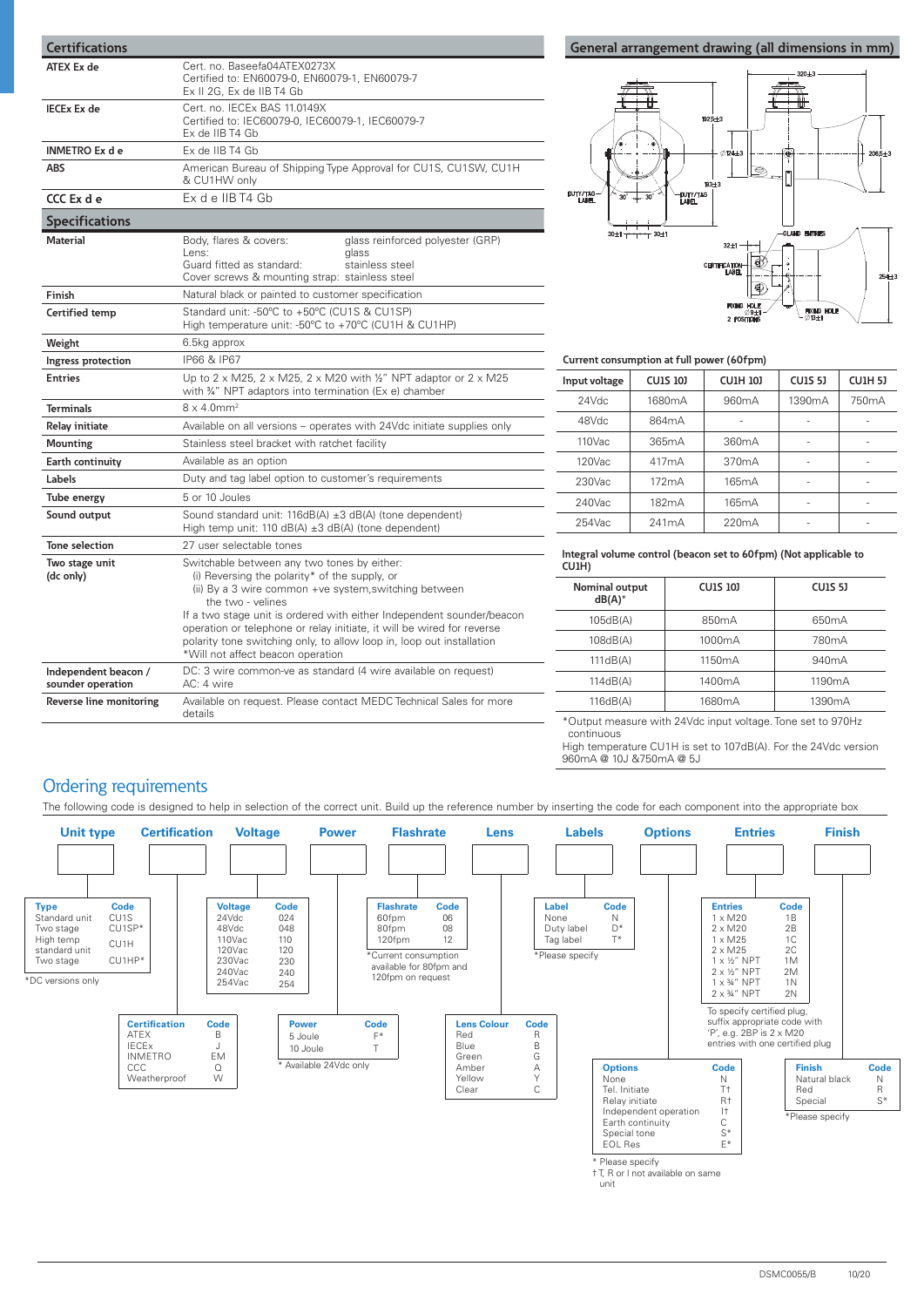## Certifications

| | |
|---|---|
| **ATEX Ex de** | Cert. no. Baseefa04ATEX0273X<br>Certified to: EN60079-0, EN60079-1, EN60079-7<br>Ex II 2G, Ex de IIB T4 Gb |
| **IECEx Ex de** | Cert. no. IECEx BAS 11.0149X<br>Certified to: IEC60079-0, IEC60079-1, IEC60079-7<br>Ex de IIB T4 Gb |
| **INMETRO Ex d e** | Ex de IIB T4 Gb |
| **ABS** | American Bureau of Shipping Type Approval for CU1S, CU1SW, CU1H & CU1HW only |
| **CCC Ex d e** | Ex d e IIB T4 Gb |

## Specifications

| | |
|---|---|
| **Material** | Body, flares & covers: glass reinforced polyester (GRP)<br>Lens: glass<br>Guard fitted as standard: stainless steel<br>Cover screws & mounting strap: stainless steel |
| **Finish** | Natural black or painted to customer specification |
| **Certified temp** | Standard unit: -50°C to +50°C (CU1S & CU1SP)<br>High temperature unit: -50°C to +70°C (CU1H & CU1HP) |
| **Weight** | 6.5kg approx |
| **Ingress protection** | IP66 & IP67 |
| **Entries** | Up to 2 x M25, 2 x M20 with ½" NPT adaptor or 2 x M25 with ¾" NPT adaptors into termination (Ex e) chamber |
| **Terminals** | 8 x 4.0mm² |
| **Relay initiate** | Available on all versions – operates with 24Vdc initiate supplies only |
| **Mounting** | Stainless steel bracket with ratchet facility |
| **Earth continuity** | Available as an option |
| **Labels** | Duty and tag label option to customer's requirements |
| **Tube energy** | 5 or 10 Joules |
| **Sound output** | Sound standard unit: 116dB(A) ±3 dB(A) (tone dependent)<br>High temp unit: 110 dB(A) ±3 dB(A) (tone dependent) |
| **Tone selection** | 27 user selectable tones |
| **Two stage unit (dc only)** | Switchable between any two tones by either:<br>(i) Reversing the polarity* of the supply, or<br>(ii) By a 3 wire common +ve system,switching between the two - velines<br>If a two stage unit is ordered with either Independent sounder/beacon operation or telephone or relay initiate, it will be wired for reverse polarity tone switching only, to allow loop in, loop out installation<br>*Will not affect beacon operation |
| **Independent beacon / sounder operation** | DC: 3 wire common-ve as standard (4 wire available on request)<br>AC: 4 wire |
| **Reverse line monitoring** | Available on request. Please contact MEDC Technical Sales for more details |

## General arrangement drawing (all dimensions in mm)

320±3
192.5±3
Ø124±3
206.5±3
193±3
DUTY/TAG LABEL
30° 30°
DUTY/TAG LABEL
30±1 30±1
32±1
GLAND ENTRIES
CERTIFICATION LABEL
254±3
FIXING HOLE Ø9±1 2 POSITIONS
FIXING HOLE Ø13±1

### Current consumption at full power (60fpm)

| Input voltage | CU1S 10J | CU1H 10J | CU1S 5J | CU1H 5J |
|---|---|---|---|---|
| 24Vdc | 1680mA | 960mA | 1390mA | 750mA |
| 48Vdc | 864mA | - | - | - |
| 110Vac | 365mA | 360mA | - | - |
| 120Vac | 417mA | 370mA | - | - |
| 230Vac | 172mA | 165mA | - | - |
| 240Vac | 182mA | 165mA | - | - |
| 254Vac | 241mA | 220mA | - | - |

### Integral volume control (beacon set to 60fpm) (Not applicable to CU1H)

| Nominal output dB(A)* | CU1S 10J | CU1S 5J |
|---|---|---|
| 105dB(A) | 850mA | 650mA |
| 108dB(A) | 1000mA | 780mA |
| 111dB(A) | 1150mA | 940mA |
| 114dB(A) | 1400mA | 1190mA |
| 116dB(A) | 1680mA | 1390mA |

*Output measure with 24Vdc input voltage. Tone set to 970Hz continuous
High temperature CU1H is set to 107dB(A). For the 24Vdc version 960mA @ 10J &750mA @ 5J

## Ordering requirements

The following code is designed to help in selection of the correct unit. Build up the reference number by inserting the code for each component into the appropriate box

Unit type | Certification | Voltage | Power | Flashrate | Lens | Labels | Options | Entries | Finish

| Type | Code |
|---|---|
| Standard unit | CU1S |
| Two stage | CU1SP* |
| High temp standard unit | CU1H |
| Two stage | CU1HP* |

*DC versions only

| Certification | Code |
|---|---|
| ATEX | B |
| IECEx | J |
| INMETRO | EM |
| CCC | Q |
| Weatherproof | W |

| Voltage | Code |
|---|---|
| 24Vdc | 024 |
| 48Vdc | 048 |
| 110Vac | 110 |
| 120Vac | 120 |
| 230Vac | 230 |
| 240Vac | 240 |
| 254Vac | 254 |

| Power | Code |
|---|---|
| 5 Joule | F* |
| 10 Joule | T |

* Available 24Vdc only

| Flashrate | Code |
|---|---|
| 60fpm | 06 |
| 80fpm | 08 |
| 120fpm | 12 |

*Current consumption available for 80fpm and 120fpm on request

| Lens Colour | Code |
|---|---|
| Red | R |
| Blue | B |
| Green | G |
| Amber | A |
| Yellow | Y |
| Clear | C |

| Label | Code |
|---|---|
| None | N |
| Duty label | D* |
| Tag label | T* |

*Please specify

| Options | Code |
|---|---|
| None | N |
| Tel. Initiate | T† |
| Relay initiate | R† |
| Independent operation | I† |
| Earth continuity | C |
| Special tone | S* |
| EOL Res | E* |

* Please specify
† T, R or I not available on same unit

| Entries | Code |
|---|---|
| 1 x M20 | 1B |
| 2 x M20 | 2B |
| 1 x M25 | 1C |
| 2 x M25 | 2C |
| 1 x ½" NPT | 1M |
| 2 x ½" NPT | 2M |
| 1 x ¾" NPT | 1N |
| 2 x ¾" NPT | 2N |

To specify certified plug, suffix appropriate code with 'P', e.g. 2BP is 2 x M20 entries with one certified plug

| Finish | Code |
|---|---|
| Natural black | N |
| Red | R |
| Special | S* |

*Please specify

DSMC0055/B 10/20